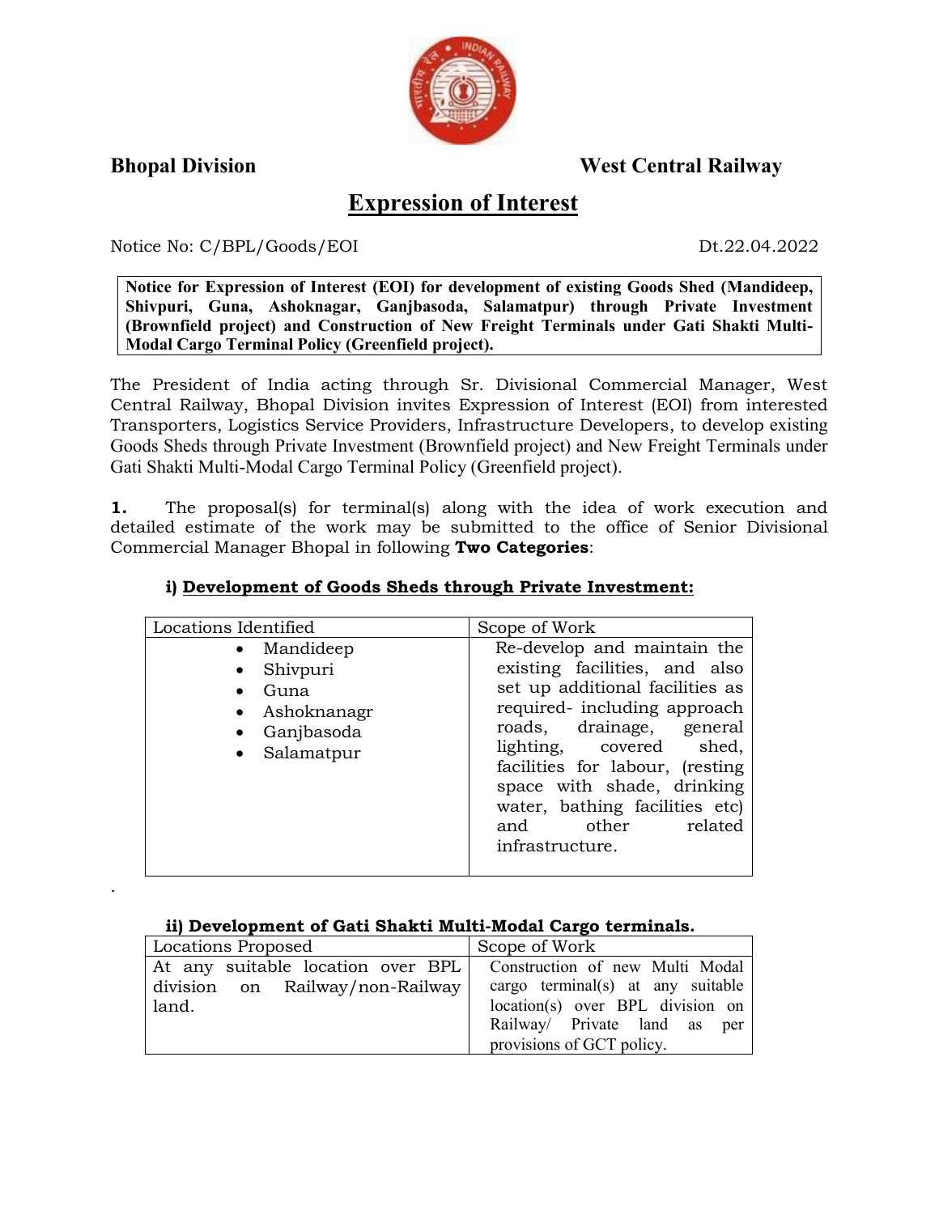**Bhopal Division** **West Central Railway**

# Expression of Interest

Notice No: C/BPL/Goods/EOI Dt.22.04.2022

**Notice for Expression of Interest (EOI) for development of existing Goods Shed (Mandideep, Shivpuri, Guna, Ashoknagar, Ganjbasoda, Salamatpur) through Private Investment (Brownfield project) and Construction of New Freight Terminals under Gati Shakti Multi-Modal Cargo Terminal Policy (Greenfield project).**

The President of India acting through Sr. Divisional Commercial Manager, West Central Railway, Bhopal Division invites Expression of Interest (EOI) from interested Transporters, Logistics Service Providers, Infrastructure Developers, to develop existing Goods Sheds through Private Investment (Brownfield project) and New Freight Terminals under Gati Shakti Multi-Modal Cargo Terminal Policy (Greenfield project).

**1.** The proposal(s) for terminal(s) along with the idea of work execution and detailed estimate of the work may be submitted to the office of Senior Divisional Commercial Manager Bhopal in following **Two Categories**:

### i) Development of Goods Sheds through Private Investment:

| Locations Identified | Scope of Work |
|---|---|
| • Mandideep<br>• Shivpuri<br>• Guna<br>• Ashoknanagr<br>• Ganjbasoda<br>• Salamatpur | Re-develop and maintain the existing facilities, and also set up additional facilities as required- including approach roads, drainage, general lighting, covered shed, facilities for labour, (resting space with shade, drinking water, bathing facilities etc) and other related infrastructure. |

### ii) Development of Gati Shakti Multi-Modal Cargo terminals.

| Locations Proposed | Scope of Work |
|---|---|
| At any suitable location over BPL division on Railway/non-Railway land. | Construction of new Multi Modal cargo terminal(s) at any suitable location(s) over BPL division on Railway/ Private land as per provisions of GCT policy. |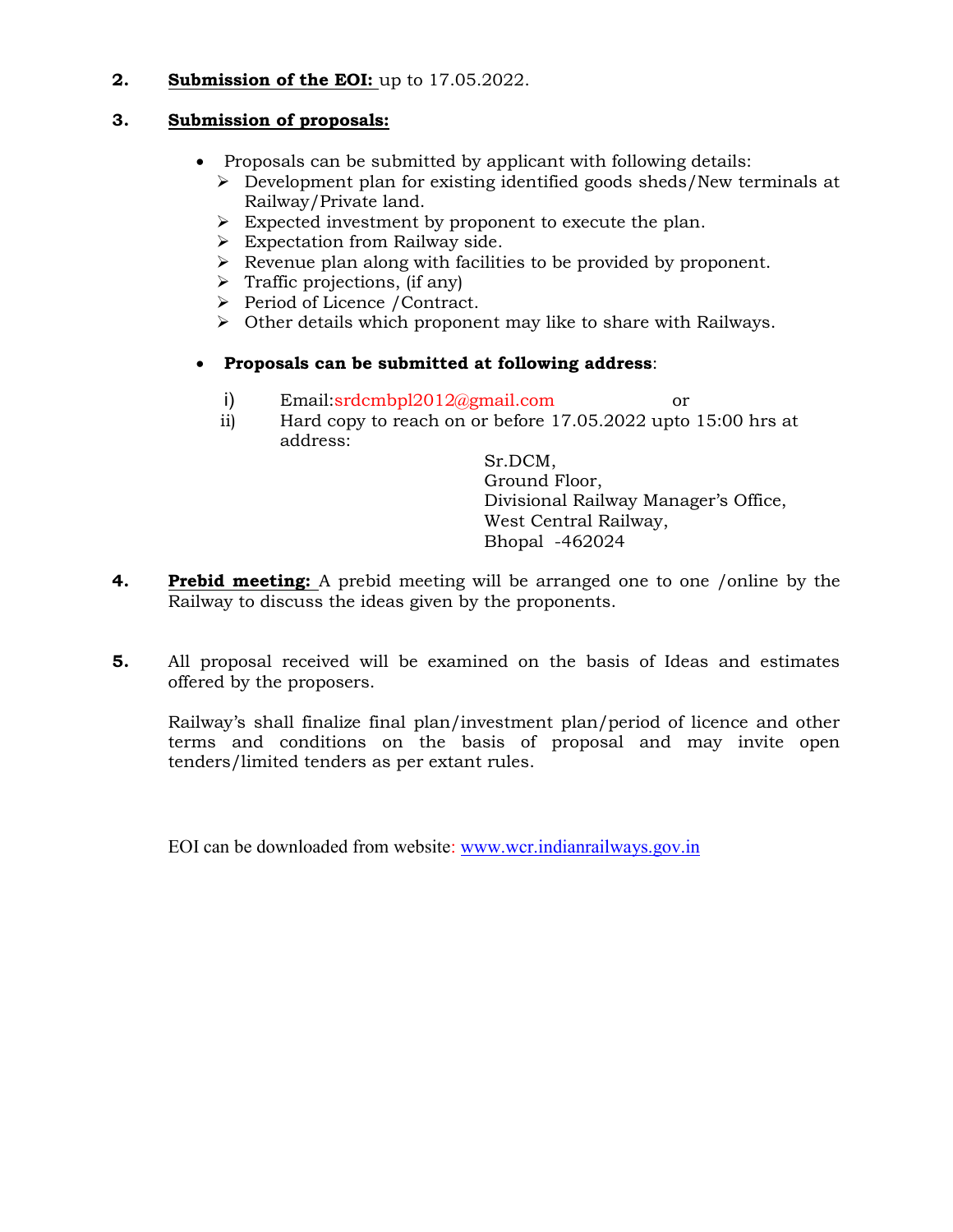**2.** **Submission of the EOI:** up to 17.05.2022.

**3.** **Submission of proposals:**

- Proposals can be submitted by applicant with following details:
  - Development plan for existing identified goods sheds/New terminals at Railway/Private land.
  - Expected investment by proponent to execute the plan.
  - Expectation from Railway side.
  - Revenue plan along with facilities to be provided by proponent.
  - Traffic projections, (if any)
  - Period of Licence /Contract.
  - Other details which proponent may like to share with Railways.

- **Proposals can be submitted at following address**:

  i) Email:srdcmbpl2012@gmail.com or

  ii) Hard copy to reach on or before 17.05.2022 upto 15:00 hrs at address:

  Sr.DCM,
  Ground Floor,
  Divisional Railway Manager's Office,
  West Central Railway,
  Bhopal -462024

**4.** **Prebid meeting:** A prebid meeting will be arranged one to one /online by the Railway to discuss the ideas given by the proponents.

**5.** All proposal received will be examined on the basis of Ideas and estimates offered by the proposers.

Railway's shall finalize final plan/investment plan/period of licence and other terms and conditions on the basis of proposal and may invite open tenders/limited tenders as per extant rules.

EOI can be downloaded from website: www.wcr.indianrailways.gov.in